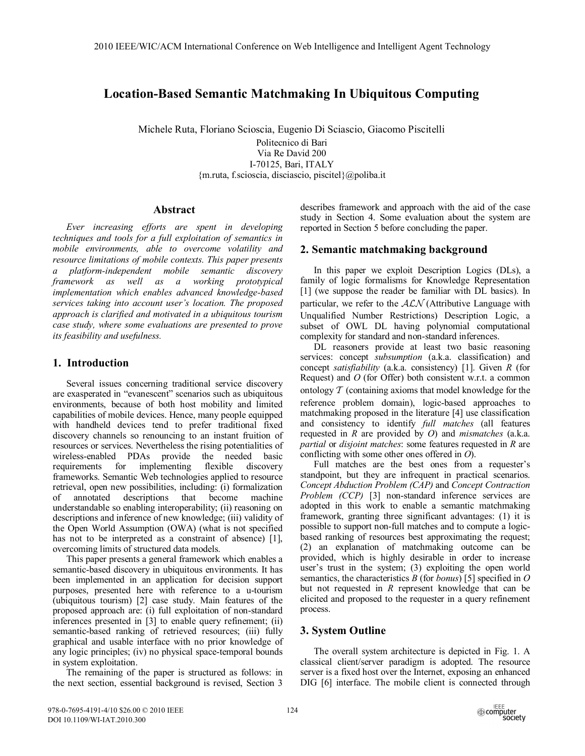# Location-Based Semantic Matchmaking In Ubiquitous Computing

Michele Ruta, Floriano Scioscia, Eugenio Di Sciascio, Giacomo Piscitelli

Politecnico di Bari
Via Re David 200
I-70125, Bari, ITALY
{m.ruta, f.scioscia, disciascio, piscitel}@poliba.it

## Abstract

*Ever increasing efforts are spent in developing techniques and tools for a full exploitation of semantics in mobile environments, able to overcome volatility and resource limitations of mobile contexts. This paper presents a platform-independent mobile semantic discovery framework as well as a working prototypical implementation which enables advanced knowledge-based services taking into account user's location. The proposed approach is clarified and motivated in a ubiquitous tourism case study, where some evaluations are presented to prove its feasibility and usefulness.*

## 1. Introduction

Several issues concerning traditional service discovery are exasperated in "evanescent" scenarios such as ubiquitous environments, because of both host mobility and limited capabilities of mobile devices. Hence, many people equipped with handheld devices tend to prefer traditional fixed discovery channels so renouncing to an instant fruition of resources or services. Nevertheless the rising potentialities of wireless-enabled PDAs provide the needed basic requirements for implementing flexible discovery frameworks. Semantic Web technologies applied to resource retrieval, open new possibilities, including: (i) formalization of annotated descriptions that become machine understandable so enabling interoperability; (ii) reasoning on descriptions and inference of new knowledge; (iii) validity of the Open World Assumption (OWA) (what is not specified has not to be interpreted as a constraint of absence) [1], overcoming limits of structured data models.

This paper presents a general framework which enables a semantic-based discovery in ubiquitous environments. It has been implemented in an application for decision support purposes, presented here with reference to a u-tourism (ubiquitous tourism) [2] case study. Main features of the proposed approach are: (i) full exploitation of non-standard inferences presented in [3] to enable query refinement; (ii) semantic-based ranking of retrieved resources; (iii) fully graphical and usable interface with no prior knowledge of any logic principles; (iv) no physical space-temporal bounds in system exploitation.

The remaining of the paper is structured as follows: in the next section, essential background is revised, Section 3 describes framework and approach with the aid of the case study in Section 4. Some evaluation about the system are reported in Section 5 before concluding the paper.

## 2. Semantic matchmaking background

In this paper we exploit Description Logics (DLs), a family of logic formalisms for Knowledge Representation [1] (we suppose the reader be familiar with DL basics). In particular, we refer to the $\mathcal{ALN}$ (Attributive Language with Unqualified Number Restrictions) Description Logic, a subset of OWL DL having polynomial computational complexity for standard and non-standard inferences.

DL reasoners provide at least two basic reasoning services: concept *subsumption* (a.k.a. classification) and concept *satisfiability* (a.k.a. consistency) [1]. Given *R* (for Request) and *O* (for Offer) both consistent w.r.t. a common ontology $\mathcal{T}$ (containing axioms that model knowledge for the reference problem domain), logic-based approaches to matchmaking proposed in the literature [4] use classification and consistency to identify *full matches* (all features requested in *R* are provided by *O*) and *mismatches* (a.k.a. *partial* or *disjoint matches*: some features requested in *R* are conflicting with some other ones offered in *O*).

Full matches are the best ones from a requester's standpoint, but they are infrequent in practical scenarios. *Concept Abduction Problem (CAP)* and *Concept Contraction Problem (CCP)* [3] non-standard inference services are adopted in this work to enable a semantic matchmaking framework, granting three significant advantages: (1) it is possible to support non-full matches and to compute a logic-based ranking of resources best approximating the request; (2) an explanation of matchmaking outcome can be provided, which is highly desirable in order to increase user's trust in the system; (3) exploiting the open world semantics, the characteristics *B* (for *bonus*) [5] specified in *O* but not requested in *R* represent knowledge that can be elicited and proposed to the requester in a query refinement process.

## 3. System Outline

The overall system architecture is depicted in Fig. 1. A classical client/server paradigm is adopted. The resource server is a fixed host over the Internet, exposing an enhanced DIG [6] interface. The mobile client is connected through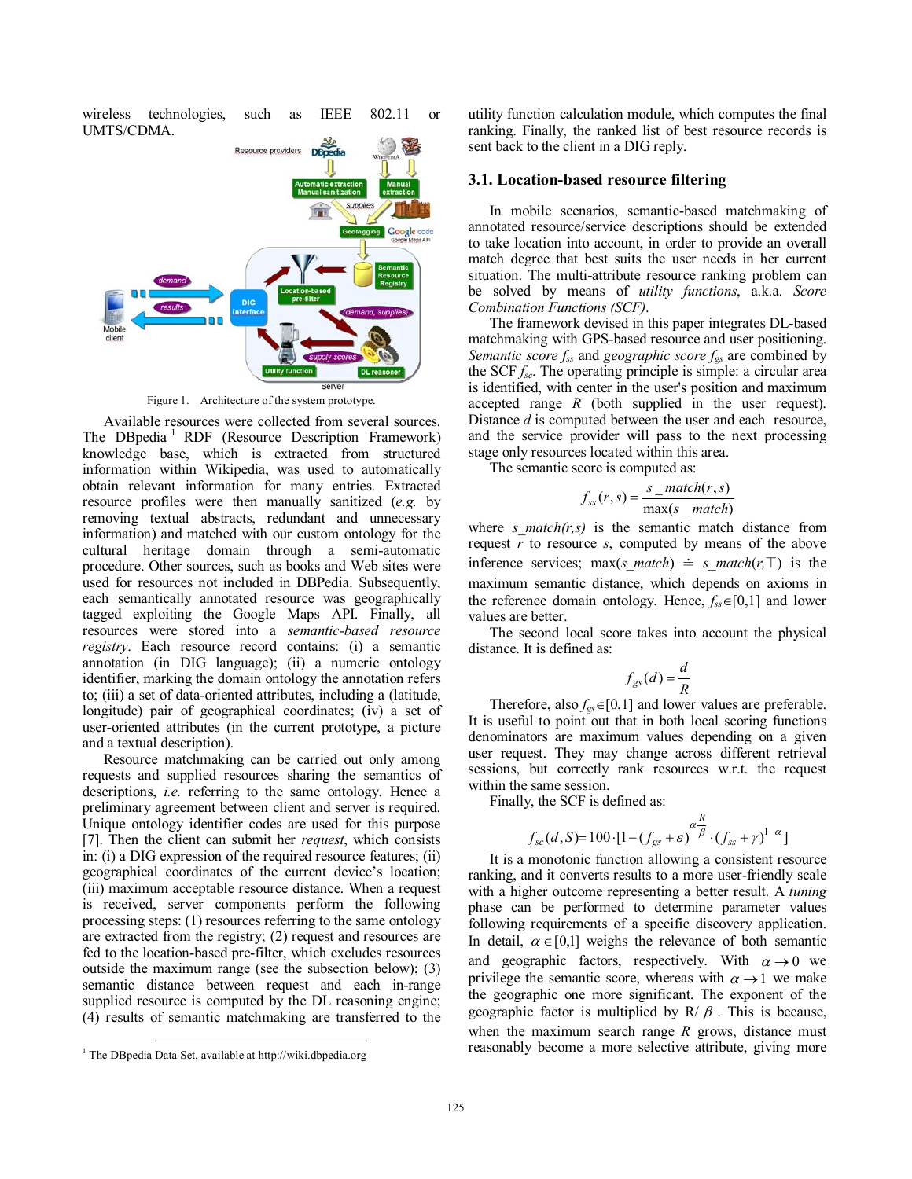wireless technologies, such as IEEE 802.11 or UMTS/CDMA.

Resource providers

DBpedia

Automatic extraction
Manual sanitization

Manual extraction

supplies

Geotagging

Google code
Google Maps API

Semantic Resource Registry

Location-based pre-filter

demand

results

DIG interface

(demand, supplies)

Mobile client

supply scores

Utility function

DL reasoner

Server

Figure 1. Architecture of the system prototype.

Available resources were collected from several sources. The DBpedia [1] RDF (Resource Description Framework) knowledge base, which is extracted from structured information within Wikipedia, was used to automatically obtain relevant information for many entries. Extracted resource profiles were then manually sanitized (*e.g.* by removing textual abstracts, redundant and unnecessary information) and matched with our custom ontology for the cultural heritage domain through a semi-automatic procedure. Other sources, such as books and Web sites were used for resources not included in DBPedia. Subsequently, each semantically annotated resource was geographically tagged exploiting the Google Maps API. Finally, all resources were stored into a *semantic-based resource registry*. Each resource record contains: (i) a semantic annotation (in DIG language); (ii) a numeric ontology identifier, marking the domain ontology the annotation refers to; (iii) a set of data-oriented attributes, including a (latitude, longitude) pair of geographical coordinates; (iv) a set of user-oriented attributes (in the current prototype, a picture and a textual description).

Resource matchmaking can be carried out only among requests and supplied resources sharing the semantics of descriptions, *i.e.* referring to the same ontology. Hence a preliminary agreement between client and server is required. Unique ontology identifier codes are used for this purpose [7]. Then the client can submit her *request*, which consists in: (i) a DIG expression of the required resource features; (ii) geographical coordinates of the current device's location; (iii) maximum acceptable resource distance. When a request is received, server components perform the following processing steps: (1) resources referring to the same ontology are extracted from the registry; (2) request and resources are fed to the location-based pre-filter, which excludes resources outside the maximum range (see the subsection below); (3) semantic distance between request and each in-range supplied resource is computed by the DL reasoning engine; (4) results of semantic matchmaking are transferred to the utility function calculation module, which computes the final ranking. Finally, the ranked list of best resource records is sent back to the client in a DIG reply.

[1] The DBpedia Data Set, available at http://wiki.dbpedia.org

### 3.1. Location-based resource filtering

In mobile scenarios, semantic-based matchmaking of annotated resource/service descriptions should be extended to take location into account, in order to provide an overall match degree that best suits the user needs in her current situation. The multi-attribute resource ranking problem can be solved by means of *utility functions*, a.k.a. *Score Combination Functions (SCF)*.

The framework devised in this paper integrates DL-based matchmaking with GPS-based resource and user positioning. *Semantic score* $f_{ss}$ and *geographic score* $f_{gs}$ are combined by the SCF $f_{sc}$. The operating principle is simple: a circular area is identified, with center in the user's position and maximum accepted range $R$ (both supplied in the user request). Distance $d$ is computed between the user and each resource, and the service provider will pass to the next processing stage only resources located within this area.

The semantic score is computed as:

$$f_{ss}(r,s) = \frac{s\_match(r,s)}{\max(s\_match)}$$

where $s\_match(r,s)$ is the semantic match distance from request $r$ to resource $s$, computed by means of the above inference services; $\max(s\_match) \doteq s\_match(r,\top)$ is the maximum semantic distance, which depends on axioms in the reference domain ontology. Hence, $f_{ss} \in [0,1]$ and lower values are better.

The second local score takes into account the physical distance. It is defined as:

$$f_{gs}(d) = \frac{d}{R}$$

Therefore, also $f_{gs} \in [0,1]$ and lower values are preferable. It is useful to point out that in both local scoring functions denominators are maximum values depending on a given user request. They may change across different retrieval sessions, but correctly rank resources w.r.t. the request within the same session.

Finally, the SCF is defined as:

$$f_{sc}(d,S) = 100 \cdot [1 - (f_{gs} + \varepsilon)^{\alpha \frac{R}{\beta}} \cdot (f_{ss} + \gamma)^{1-\alpha}]$$

It is a monotonic function allowing a consistent resource ranking, and it converts results to a more user-friendly scale with a higher outcome representing a better result. A *tuning* phase can be performed to determine parameter values following requirements of a specific discovery application. In detail, $\alpha \in [0,1]$ weighs the relevance of both semantic and geographic factors, respectively. With $\alpha \to 0$ we privilege the semantic score, whereas with $\alpha \to 1$ we make the geographic one more significant. The exponent of the geographic factor is multiplied by $R/\beta$. This is because, when the maximum search range $R$ grows, distance must reasonably become a more selective attribute, giving more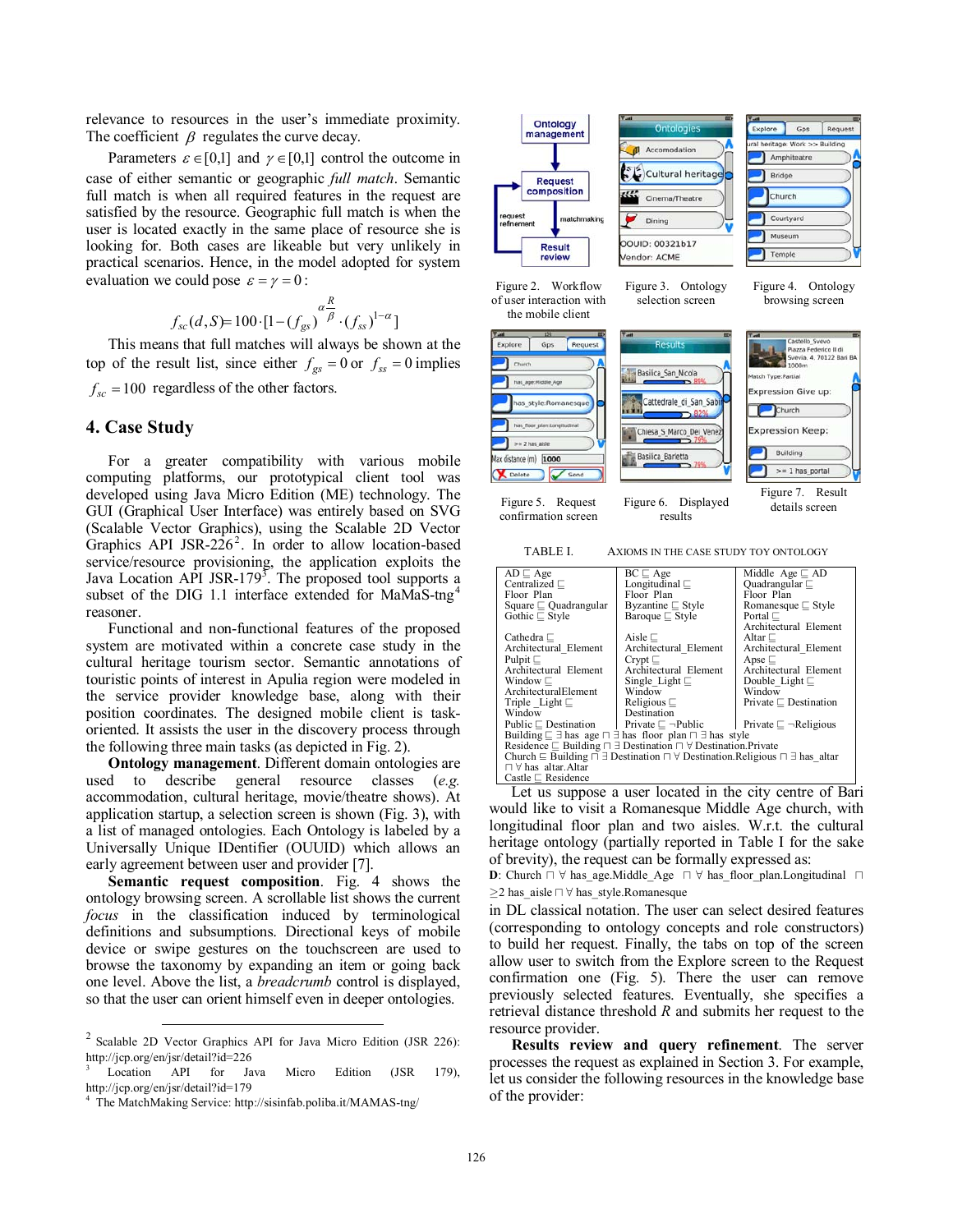relevance to resources in the user's immediate proximity. The coefficient $\beta$ regulates the curve decay.

Parameters $\varepsilon \in [0,1]$ and $\gamma \in [0,1]$ control the outcome in case of either semantic or geographic *full match*. Semantic full match is when all required features in the request are satisfied by the resource. Geographic full match is when the user is located exactly in the same place of resource she is looking for. Both cases are likeable but very unlikely in practical scenarios. Hence, in the model adopted for system evaluation we could pose $\varepsilon = \gamma = 0$:

$$f_{sc}(d,S) = 100 \cdot [1 - (f_{gs})^{\alpha \frac{R}{\beta}} \cdot (f_{ss})^{1-\alpha}]$$

This means that full matches will always be shown at the top of the result list, since either $f_{gs} = 0$ or $f_{ss} = 0$ implies $f_{sc} = 100$ regardless of the other factors.

## 4. Case Study

For a greater compatibility with various mobile computing platforms, our prototypical client tool was developed using Java Micro Edition (ME) technology. The GUI (Graphical User Interface) was entirely based on SVG (Scalable Vector Graphics), using the Scalable 2D Vector Graphics API JSR-226[2]. In order to allow location-based service/resource provisioning, the application exploits the Java Location API JSR-179[3]. The proposed tool supports a subset of the DIG 1.1 interface extended for MaMaS-tng[4] reasoner.

Functional and non-functional features of the proposed system are motivated within a concrete case study in the cultural heritage tourism sector. Semantic annotations of touristic points of interest in Apulia region were modeled in the service provider knowledge base, along with their position coordinates. The designed mobile client is task-oriented. It assists the user in the discovery process through the following three main tasks (as depicted in Fig. 2).

**Ontology management**. Different domain ontologies are used to describe general resource classes (*e.g.* accommodation, cultural heritage, movie/theatre shows). At application startup, a selection screen is shown (Fig. 3), with a list of managed ontologies. Each Ontology is labeled by a Universally Unique IDentifier (OUUID) which allows an early agreement between user and provider [7].

**Semantic request composition**. Fig. 4 shows the ontology browsing screen. A scrollable list shows the current *focus* in the classification induced by terminological definitions and subsumptions. Directional keys of mobile device or swipe gestures on the touchscreen are used to browse the taxonomy by expanding an item or going back one level. Above the list, a *breadcrumb* control is displayed, so that the user can orient himself even in deeper ontologies.

Figure 2. Workflow of user interaction with the mobile client

Figure 3. Ontology selection screen

Figure 4. Ontology browsing screen

Figure 5. Request confirmation screen

Figure 6. Displayed results

Figure 7. Result details screen

TABLE I. AXIOMS IN THE CASE STUDY TOY ONTOLOGY

| | | |
|---|---|---|
| AD ⊑ Age | BC ⊑ Age | Middle Age ⊑ AD |
| Centralized ⊑ Floor Plan | Longitudinal ⊑ Floor Plan | Quadrangular ⊑ Floor Plan |
| Square ⊑ Quadrangular | Byzantine ⊑ Style | Romanesque ⊑ Style |
| Gothic ⊑ Style | Baroque ⊑ Style | Portal ⊑ Architectural Element |
| Cathedra ⊑ Architectural_Element | Aisle ⊑ Architectural_Element | Altar ⊑ Architectural_Element |
| Pulpit ⊑ Architectural Element | Crypt ⊑ Architectural Element | Apse ⊑ Architectural Element |
| Window ⊑ ArchitecturalElement | Single_Light ⊑ Window | Double_Light ⊑ Window |
| Triple _Light ⊑ Window | Religious ⊑ Destination | Private ⊑ Destination |
| Public ⊑ Destination | Private ⊑ ¬Public | Private ⊑ ¬Religious |
| Building ⊑ ∃ has age ⊓ ∃ has floor plan ⊓ ∃ has style | | |
| Residence ⊑ Building ⊓ ∃ Destination ⊓ ∀ Destination.Private | | |
| Church ⊑ Building ⊓ ∃ Destination ⊓ ∀ Destination.Religious ⊓ ∃ has_altar ⊓ ∀ has altar.Altar | | |
| Castle ⊑ Residence | | |

Let us suppose a user located in the city centre of Bari would like to visit a Romanesque Middle Age church, with longitudinal floor plan and two aisles. W.r.t. the cultural heritage ontology (partially reported in Table I for the sake of brevity), the request can be formally expressed as:

**D**: Church ⊓ ∀ has_age.Middle_Age ⊓ ∀ has_floor_plan.Longitudinal ⊓ ≥2 has_aisle ⊓ ∀ has_style.Romanesque

in DL classical notation. The user can select desired features (corresponding to ontology concepts and role constructors) to build her request. Finally, the tabs on top of the screen allow user to switch from the Explore screen to the Request confirmation one (Fig. 5). There the user can remove previously selected features. Eventually, she specifies a retrieval distance threshold $R$ and submits her request to the resource provider.

**Results review and query refinement**. The server processes the request as explained in Section 3. For example, let us consider the following resources in the knowledge base of the provider:

---

[2] Scalable 2D Vector Graphics API for Java Micro Edition (JSR 226): http://jcp.org/en/jsr/detail?id=226

[3] Location API for Java Micro Edition (JSR 179), http://jcp.org/en/jsr/detail?id=179

[4] The MatchMaking Service: http://sisinfab.poliba.it/MAMAS-tng/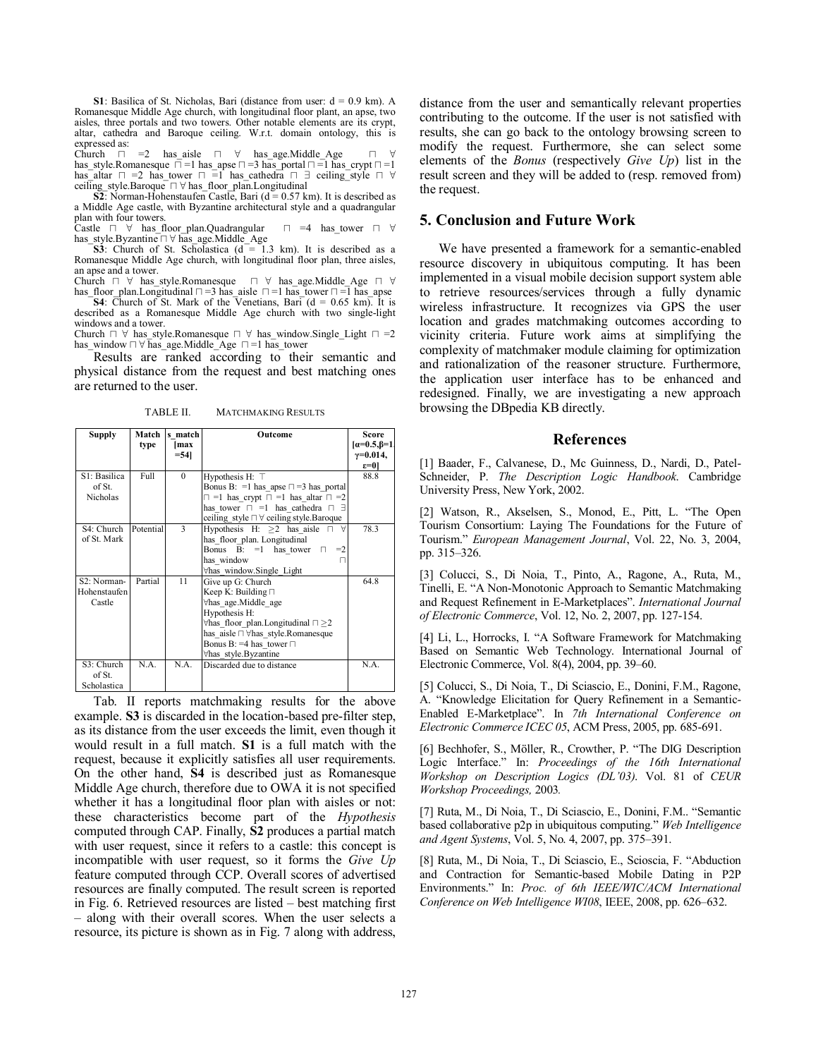**S1**: Basilica of St. Nicholas, Bari (distance from user: d = 0.9 km). A Romanesque Middle Age church, with longitudinal floor plant, an apse, two aisles, three portals and two towers. Other notable elements are its crypt, altar, cathedra and Baroque ceiling. W.r.t. domain ontology, this is expressed as:

Church ⊓ =2 has_aisle ⊓ ∀ has_age.Middle_Age ⊓ ∀ has_style.Romanesque ⊓ =1 has_apse ⊓ =3 has_portal ⊓ =1 has_crypt ⊓ =1 has_altar ⊓ =2 has_tower ⊓ =1 has_cathedra ⊓ ∃ ceiling_style ⊓ ∀ ceiling_style.Baroque ⊓ ∀ has_floor_plan.Longitudinal

**S2**: Norman-Hohenstaufen Castle, Bari (d = 0.57 km). It is described as a Middle Age castle, with Byzantine architectural style and a quadrangular plan with four towers.

Castle ⊓ ∀ has_floor_plan.Quadrangular ⊓ =4 has_tower ⊓ ∀ has_style.Byzantine ⊓ ∀ has_age.Middle_Age

**S3**: Church of St. Scholastica (d = 1.3 km). It is described as a Romanesque Middle Age church, with longitudinal floor plan, three aisles, an apse and a tower.

Church ⊓ ∀ has_style.Romanesque ⊓ ∀ has_age.Middle_Age ⊓ ∀ has_floor_plan.Longitudinal ⊓ =3 has_aisle ⊓ =1 has_tower ⊓ =1 has_apse

**S4**: Church of St. Mark of the Venetians, Bari (d = 0.65 km). It is described as a Romanesque Middle Age church with two single-light windows and a tower.

Church ⊓ ∀ has_style.Romanesque ⊓ ∀ has_window.Single_Light ⊓ =2 has_window ⊓ ∀ has_age.Middle_Age ⊓ =1 has_tower

Results are ranked according to their semantic and physical distance from the request and best matching ones are returned to the user.

TABLE II. MATCHMAKING RESULTS

| Supply | Match type | s_match [max =54] | Outcome | Score [α=0.5,β=1 γ=0.014, ε=0] |
|---|---|---|---|---|
| S1: Basilica of St. Nicholas | Full | 0 | Hypothesis H: ⊤<br>Bonus B: =1 has_apse ⊓ =3 has_portal ⊓ =1 has_crypt ⊓ =1 has_altar ⊓ =2 has_tower ⊓ =1 has_cathedra ⊓ ∃ ceiling_style ⊓ ∀ ceiling style.Baroque | 88.8 |
| S4: Church of St. Mark | Potential | 3 | Hypothesis H: ≥2 has_aisle ⊓ ∀ has_floor_plan. Longitudinal<br>Bonus B: =1 has_tower ⊓ =2 has_window ⊓ ∀has_window.Single_Light | 78.3 |
| S2: Norman-Hohenstaufen Castle | Partial | 11 | Give up G: Church<br>Keep K: Building ⊓ ∀has_age.Middle_age<br>Hypothesis H: ∀has_floor_plan.Longitudinal ⊓ ≥2 has_aisle ⊓ ∀has_style.Romanesque<br>Bonus B: =4 has_tower ⊓ ∀has_style.Byzantine | 64.8 |
| S3: Church of St. Scholastica | N.A. | N.A. | Discarded due to distance | N.A. |

Tab. II reports matchmaking results for the above example. **S3** is discarded in the location-based pre-filter step, as its distance from the user exceeds the limit, even though it would result in a full match. **S1** is a full match with the request, because it explicitly satisfies all user requirements. On the other hand, **S4** is described just as Romanesque Middle Age church, therefore due to OWA it is not specified whether it has a longitudinal floor plan with aisles or not: these characteristics become part of the *Hypothesis* computed through CAP. Finally, **S2** produces a partial match with user request, since it refers to a castle: this concept is incompatible with user request, so it forms the *Give Up* feature computed through CCP. Overall scores of advertised resources are finally computed. The result screen is reported in Fig. 6. Retrieved resources are listed – best matching first – along with their overall scores. When the user selects a resource, its picture is shown as in Fig. 7 along with address, distance from the user and semantically relevant properties contributing to the outcome. If the user is not satisfied with results, she can go back to the ontology browsing screen to modify the request. Furthermore, she can select some elements of the *Bonus* (respectively *Give Up*) list in the result screen and they will be added to (resp. removed from) the request.

## 5. Conclusion and Future Work

We have presented a framework for a semantic-enabled resource discovery in ubiquitous computing. It has been implemented in a visual mobile decision support system able to retrieve resources/services through a fully dynamic wireless infrastructure. It recognizes via GPS the user location and grades matchmaking outcomes according to vicinity criteria. Future work aims at simplifying the complexity of matchmaker module claiming for optimization and rationalization of the reasoner structure. Furthermore, the application user interface has to be enhanced and redesigned. Finally, we are investigating a new approach browsing the DBpedia KB directly.

## References

[1] Baader, F., Calvanese, D., Mc Guinness, D., Nardi, D., Patel-Schneider, P. *The Description Logic Handbook*. Cambridge University Press, New York, 2002.

[2] Watson, R., Akselsen, S., Monod, E., Pitt, L. "The Open Tourism Consortium: Laying The Foundations for the Future of Tourism." *European Management Journal*, Vol. 22, No. 3, 2004, pp. 315–326.

[3] Colucci, S., Di Noia, T., Pinto, A., Ragone, A., Ruta, M., Tinelli, E. "A Non-Monotonic Approach to Semantic Matchmaking and Request Refinement in E-Marketplaces". *International Journal of Electronic Commerce*, Vol. 12, No. 2, 2007, pp. 127-154.

[4] Li, L., Horrocks, I. "A Software Framework for Matchmaking Based on Semantic Web Technology. International Journal of Electronic Commerce, Vol. 8(4), 2004, pp. 39–60.

[5] Colucci, S., Di Noia, T., Di Sciascio, E., Donini, F.M., Ragone, A. "Knowledge Elicitation for Query Refinement in a Semantic-Enabled E-Marketplace". In *7th International Conference on Electronic Commerce ICEC 05*, ACM Press, 2005, pp. 685-691.

[6] Bechhofer, S., Möller, R., Crowther, P. "The DIG Description Logic Interface." In: *Proceedings of the 16th International Workshop on Description Logics (DL'03)*. Vol. 81 of *CEUR Workshop Proceedings,* 2003.

[7] Ruta, M., Di Noia, T., Di Sciascio, E., Donini, F.M.. "Semantic based collaborative p2p in ubiquitous computing." *Web Intelligence and Agent Systems*, Vol. 5, No. 4, 2007, pp. 375–391.

[8] Ruta, M., Di Noia, T., Di Sciascio, E., Scioscia, F. "Abduction and Contraction for Semantic-based Mobile Dating in P2P Environments." In: *Proc. of 6th IEEE/WIC/ACM International Conference on Web Intelligence WI08*, IEEE, 2008, pp. 626–632.